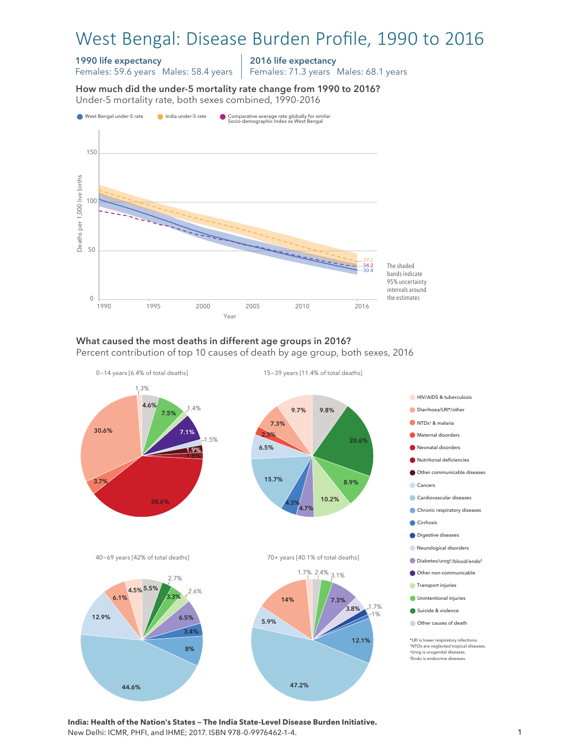# West Bengal: Disease Burden Profile, 1990 to 2016

**1990 life expectancy**
Females: 59.6 years Males: 58.4 years

**2016 life expectancy**
Females: 71.3 years Males: 68.1 years

### How much did the under-5 mortality rate change from 1990 to 2016?

Under-5 mortality rate, both sexes combined, 1990-2016

West Bengal under-5 rate
India under-5 rate
Comparative average rate globally for similar Socio-demographic Index as West Bengal

Deaths per 1,000 live births
0
50
100
150
1990
1995
2000
2005
2010
2016
Year
39.2
34.2
30.4

The shaded bands indicate 95% uncertainty intervals around the estimates

### What caused the most deaths in different age groups in 2016?

Percent contribution of top 10 causes of death by age group, both sexes, 2016

0−14 years [6.4% of total deaths]
1.3%
4.6%
7.5%
1.4%
7.1%
1.5%
1.9%
1.8%
38.6%
3.7%
30.6%

15−39 years [11.4% of total deaths]
9.8%
20.6%
8.9%
10.2%
4.7%
4.3%
15.7%
6.5%
2.3%
7.3%
9.7%

40−69 years [42% of total deaths]
5.5%
2.7%
3.3%
2.6%
6.5%
3.4%
8%
44.6%
12.9%
6.1%
4.5%

70+ years [40.1% of total deaths]
1.7%
2.4%
3.1%
7.3%
3.8%
1.7%
1%
12.1%
47.2%
5.9%
14%

HIV/AIDS & tuberculosis
Diarrhoea/LRI*/other
NTDs† & malaria
Maternal disorders
Neonatal disorders
Nutritional deficiencies
Other communicable diseases
Cancers
Cardiovascular diseases
Chronic respiratory diseases
Cirrhosis
Digestive diseases
Neurological disorders
Diabetes/urog‡/blood/endo§
Other non-communicable
Transport injuries
Unintentional injuries
Suicide & violence
Other causes of death

*LRI is lower respiratory infections.
†NTDs are neglected tropical diseases.
‡Urog is urogenital diseases.
§Endo is endocrine diseases.

**India: Health of the Nation's States — The India State-Level Disease Burden Initiative.**
New Delhi: ICMR, PHFI, and IHME; 2017. ISBN 978-0-9976462-1-4.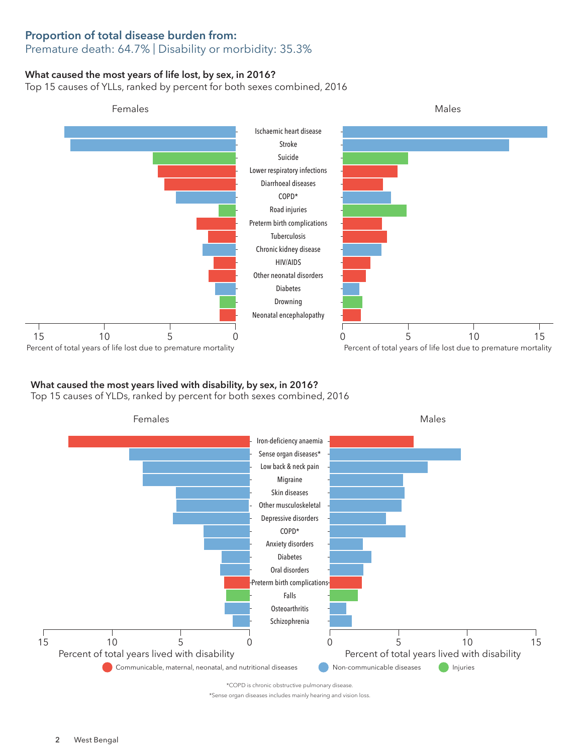## Proportion of total disease burden from:

Premature death: 64.7% | Disability or morbidity: 35.3%

### What caused the most years of life lost, by sex, in 2016?

Top 15 causes of YLLs, ranked by percent for both sexes combined, 2016

Females | Males

- Ischaemic heart disease
- Stroke
- Suicide
- Lower respiratory infections
- Diarrhoeal diseases
- COPD*
- Road injuries
- Preterm birth complications
- Tuberculosis
- Chronic kidney disease
- HIV/AIDS
- Other neonatal disorders
- Diabetes
- Drowning
- Neonatal encephalopathy

Percent of total years of life lost due to premature mortality (axis: 0, 5, 10, 15)

### What caused the most years lived with disability, by sex, in 2016?

Top 15 causes of YLDs, ranked by percent for both sexes combined, 2016

Females | Males

- Iron-deficiency anaemia
- Sense organ diseases*
- Low back & neck pain
- Migraine
- Skin diseases
- Other musculoskeletal
- Depressive disorders
- COPD*
- Anxiety disorders
- Diabetes
- Oral disorders
- Preterm birth complications
- Falls
- Osteoarthritis
- Schizophrenia

Percent of total years lived with disability (axis: 0, 5, 10, 15)

Legend: Communicable, maternal, neonatal, and nutritional diseases | Non-communicable diseases | Injuries

*COPD is chronic obstructive pulmonary disease.

*Sense organ diseases includes mainly hearing and vision loss.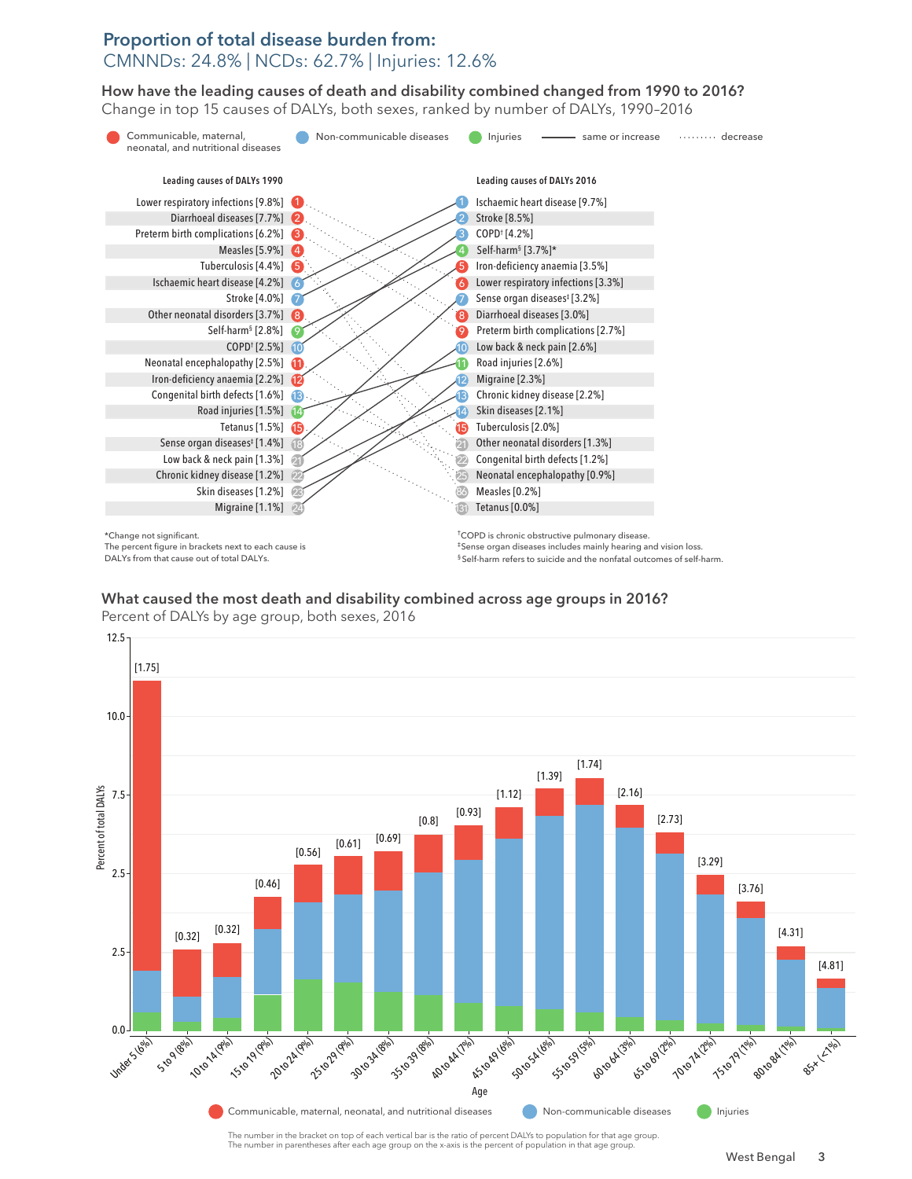## Proportion of total disease burden from:

CMNNDs: 24.8% | NCDs: 62.7% | Injuries: 12.6%

### How have the leading causes of death and disability combined changed from 1990 to 2016?

Change in top 15 causes of DALYs, both sexes, ranked by number of DALYs, 1990–2016

Communicable, maternal, neonatal, and nutritional diseases
Non-communicable diseases
Injuries
same or increase
decrease

**Leading causes of DALYs 1990**

1 Lower respiratory infections [9.8%]
2 Diarrhoeal diseases [7.7%]
3 Preterm birth complications [6.2%]
4 Measles [5.9%]
5 Tuberculosis [4.4%]
6 Ischaemic heart disease [4.2%]
7 Stroke [4.0%]
8 Other neonatal disorders [3.7%]
9 Self-harm§ [2.8%]
10 COPD† [2.5%]
11 Neonatal encephalopathy [2.5%]
12 Iron-deficiency anaemia [2.2%]
13 Congenital birth defects [1.6%]
14 Road injuries [1.5%]
15 Tetanus [1.5%]
18 Sense organ diseases‡ [1.4%]
21 Low back & neck pain [1.3%]
22 Chronic kidney disease [1.2%]
23 Skin diseases [1.2%]
24 Migraine [1.1%]

**Leading causes of DALYs 2016**

1 Ischaemic heart disease [9.7%]
2 Stroke [8.5%]
3 COPD† [4.2%]
4 Self-harm§ [3.7%]*
5 Iron-deficiency anaemia [3.5%]
6 Lower respiratory infections [3.3%]
7 Sense organ diseases‡ [3.2%]
8 Diarrhoeal diseases [3.0%]
9 Preterm birth complications [2.7%]
10 Low back & neck pain [2.6%]
11 Road injuries [2.6%]
12 Migraine [2.3%]
13 Chronic kidney disease [2.2%]
14 Skin diseases [2.1%]
15 Tuberculosis [2.0%]
21 Other neonatal disorders [1.3%]
22 Congenital birth defects [1.2%]
25 Neonatal encephalopathy [0.9%]
86 Measles [0.2%]
131 Tetanus [0.0%]

*Change not significant.
The percent figure in brackets next to each cause is DALYs from that cause out of total DALYs.

†COPD is chronic obstructive pulmonary disease.
‡Sense organ diseases includes mainly hearing and vision loss.
§Self-harm refers to suicide and the nonfatal outcomes of self-harm.

### What caused the most death and disability combined across age groups in 2016?

Percent of DALYs by age group, both sexes, 2016

Percent of total DALYs
12.5
10.0
7.5
2.5
2.5
0.0

Under 5 (6%) [1.75]
5 to 9 (8%) [0.32]
10 to 14 (9%) [0.32]
15 to 19 (9%) [0.46]
20 to 24 (9%) [0.56]
25 to 29 (9%) [0.61]
30 to 34 (8%) [0.69]
35 to 39 (8%) [0.8]
40 to 44 (7%) [0.93]
45 to 49 (6%) [1.12]
50 to 54 (6%) [1.39]
55 to 59 (5%) [1.74]
60 to 64 (3%) [2.16]
65 to 69 (2%) [2.73]
70 to 74 (2%) [3.29]
75 to 79 (1%) [3.76]
80 to 84 (1%) [4.31]
85+ (<1%) [4.81]

Age

Communicable, maternal, neonatal, and nutritional diseases
Non-communicable diseases
Injuries

The number in the bracket on top of each vertical bar is the ratio of percent DALYs to population for that age group.
The number in parentheses after each age group on the x-axis is the percent of population in that age group.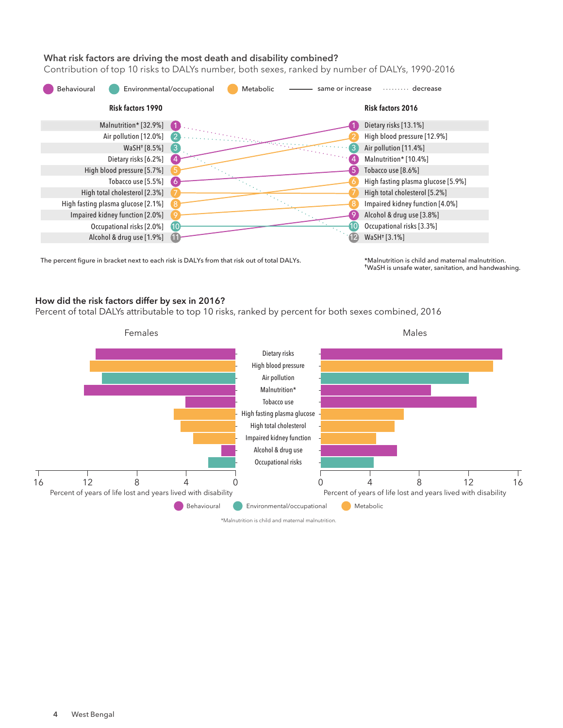## What risk factors are driving the most death and disability combined?

Contribution of top 10 risks to DALYs number, both sexes, ranked by number of DALYs, 1990-2016

Behavioural
Environmental/occupational
Metabolic
same or increase
decrease

**Risk factors 1990**

Malnutrition* [32.9%] 1
Air pollution [12.0%] 2
WaSH† [8.5%] 3
Dietary risks [6.2%] 4
High blood pressure [5.7%] 5
Tobacco use [5.5%] 6
High total cholesterol [2.3%] 7
High fasting plasma glucose [2.1%] 8
Impaired kidney function [2.0%] 9
Occupational risks [2.0%] 10
Alcohol & drug use [1.9%] 11

**Risk factors 2016**

1 Dietary risks [13.1%]
2 High blood pressure [12.9%]
3 Air pollution [11.4%]
4 Malnutrition* [10.4%]
5 Tobacco use [8.6%]
6 High fasting plasma glucose [5.9%]
7 High total cholesterol [5.2%]
8 Impaired kidney function [4.0%]
9 Alcohol & drug use [3.8%]
10 Occupational risks [3.3%]
12 WaSH† [3.1%]

The percent figure in bracket next to each risk is DALYs from that risk out of total DALYs.

*Malnutrition is child and maternal malnutrition.
†WaSH is unsafe water, sanitation, and handwashing.

## How did the risk factors differ by sex in 2016?

Percent of total DALYs attributable to top 10 risks, ranked by percent for both sexes combined, 2016

Females
Males

Dietary risks
High blood pressure
Air pollution
Malnutrition*
Tobacco use
High fasting plasma glucose
High total cholesterol
Impaired kidney function
Alcohol & drug use
Occupational risks

16 12 8 4 0
Percent of years of life lost and years lived with disability

0 4 8 12 16
Percent of years of life lost and years lived with disability

Behavioural
Environmental/occupational
Metabolic

*Malnutrition is child and maternal malnutrition.